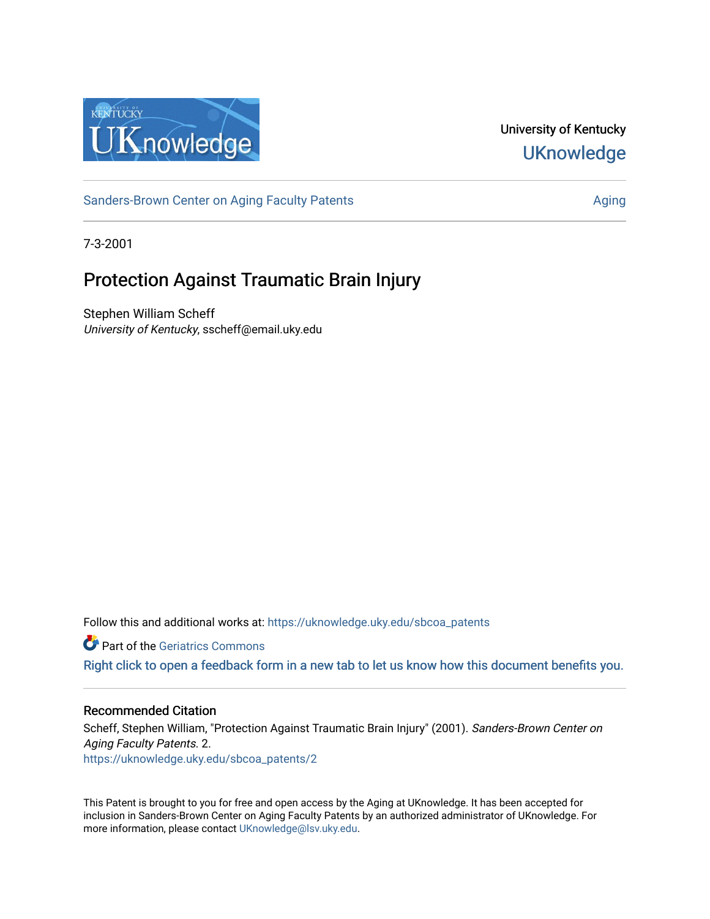University of Kentucky
UKnowledge

Sanders-Brown Center on Aging Faculty Patents | Aging

7-3-2001

# Protection Against Traumatic Brain Injury

Stephen William Scheff
*University of Kentucky*, sscheff@email.uky.edu

Follow this and additional works at: https://uknowledge.uky.edu/sbcoa_patents

Part of the Geriatrics Commons

Right click to open a feedback form in a new tab to let us know how this document benefits you.

## Recommended Citation

Scheff, Stephen William, "Protection Against Traumatic Brain Injury" (2001). *Sanders-Brown Center on Aging Faculty Patents*. 2.
https://uknowledge.uky.edu/sbcoa_patents/2

This Patent is brought to you for free and open access by the Aging at UKnowledge. It has been accepted for inclusion in Sanders-Brown Center on Aging Faculty Patents by an authorized administrator of UKnowledge. For more information, please contact UKnowledge@lsv.uky.edu.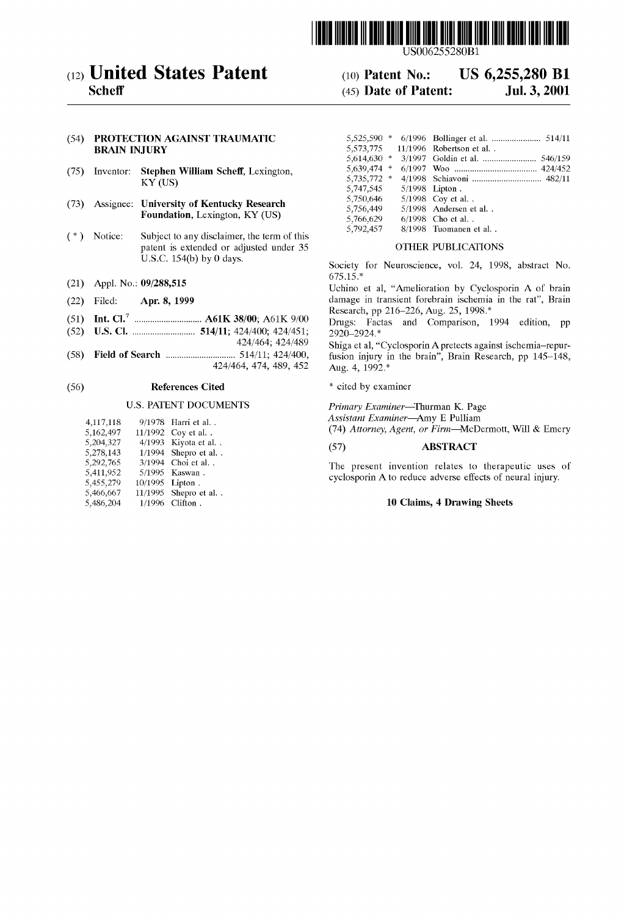# United States Patent

**Scheff**

(10) **Patent No.: US 6,255,280 B1**

(45) **Date of Patent: Jul. 3, 2001**

US006255280B1

(54) **PROTECTION AGAINST TRAUMATIC BRAIN INJURY**

(75) Inventor: **Stephen William Scheff**, Lexington, KY (US)

(73) Assignee: **University of Kentucky Research Foundation**, Lexington, KY (US)

( * ) Notice: Subject to any disclaimer, the term of this patent is extended or adjusted under 35 U.S.C. 154(b) by 0 days.

(21) Appl. No.: **09/288,515**

(22) Filed: **Apr. 8, 1999**

(51) **Int. Cl.**[7] .............................. **A61K 38/00**; A61K 9/00

(52) **U.S. Cl.** ............................ **514/11**; 424/400; 424/451; 424/464; 424/489

(58) **Field of Search** ............................... 514/11; 424/400, 424/464, 474, 489, 452

(56) **References Cited**

U.S. PATENT DOCUMENTS

| | | |
|---|---|---|
| 4,117,118 | 9/1978 | Harri et al. . |
| 5,162,497 | 11/1992 | Coy et al. . |
| 5,204,327 | 4/1993 | Kiyota et al. . |
| 5,278,143 | 1/1994 | Shepro et al. . |
| 5,292,765 | 3/1994 | Choi et al. . |
| 5,411,952 | 5/1995 | Kaswan . |
| 5,455,279 | 10/1995 | Lipton . |
| 5,466,667 | 11/1995 | Shepro et al. . |
| 5,486,204 | 1/1996 | Clifton . |
| 5,525,590 * | 6/1996 | Bollinger et al. ...................... 514/11 |
| 5,573,775 | 11/1996 | Robertson et al. . |
| 5,614,630 * | 3/1997 | Goldin et al. ......................... 546/159 |
| 5,639,474 * | 6/1997 | Woo ..................................... 424/452 |
| 5,735,772 * | 4/1998 | Schiavoni ............................... 482/11 |
| 5,747,545 | 5/1998 | Lipton . |
| 5,750,646 | 5/1998 | Coy et al. . |
| 5,756,449 | 5/1998 | Andersen et al. . |
| 5,766,629 | 6/1998 | Cho et al. . |
| 5,792,457 | 8/1998 | Tuomanen et al. . |

OTHER PUBLICATIONS

Society for Neuroscience, vol. 24, 1998, abstract No. 675.15.*

Uchino et al, "Amelioration by Cyclosporin A of brain damage in transient forebrain ischemia in the rat", Brain Research, pp 216–226, Aug. 25, 1998.*

Drugs: Factas and Comparison, 1994 edition, pp 2920–2924.*

Shiga et al, "Cyclosporin A pretects against ischemia–repurfusion injury in the brain", Brain Research, pp 145–148, Aug. 4, 1992.*

\* cited by examiner

*Primary Examiner*—Thurman K. Page

*Assistant Examiner*—Amy E Pulliam

(74) *Attorney, Agent, or Firm*—McDermott, Will & Emery

(57) **ABSTRACT**

The present invention relates to therapeutic uses of cyclosporin A to reduce adverse effects of neural injury.

**10 Claims, 4 Drawing Sheets**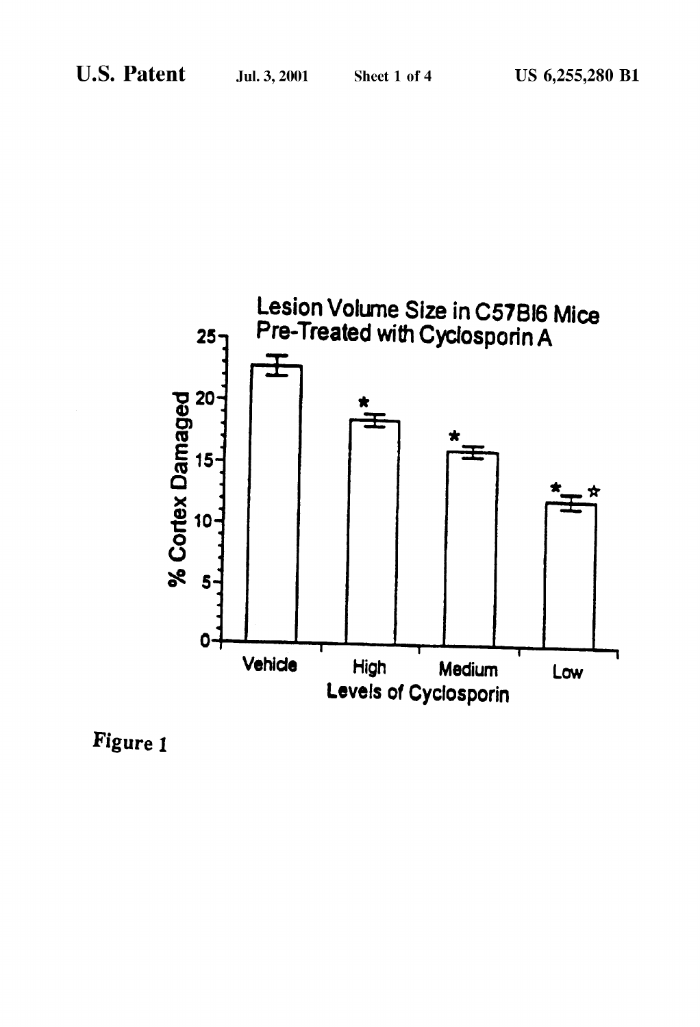Lesion Volume Size in C57Bl6 Mice Pre-Treated with Cyclosporin A

Figure 1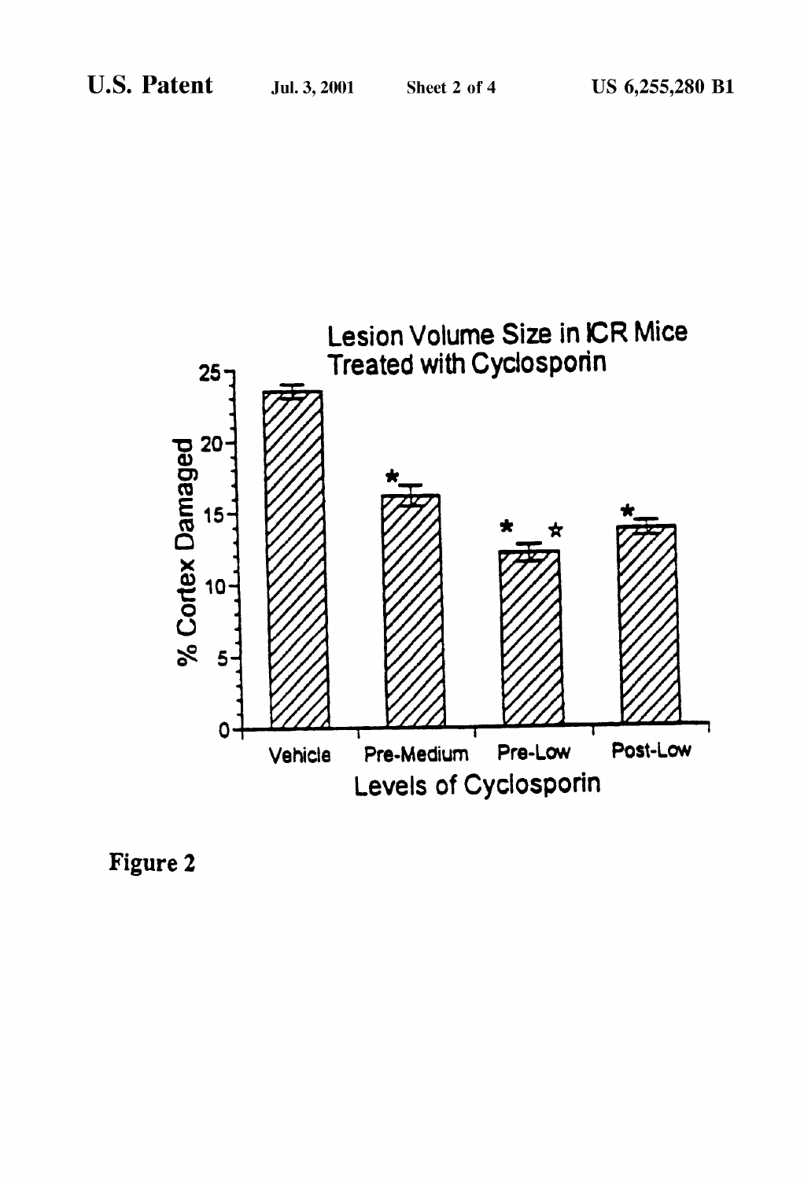Lesion Volume Size in ICR Mice Treated with Cyclosporin

| Levels of Cyclosporin | % Cortex Damaged |
|---|---|
| Vehicle | ~23.5 |
| Pre-Medium | ~16.3 * |
| Pre-Low | ~12.3 * ☆ |
| Post-Low | ~14.2 * |

Figure 2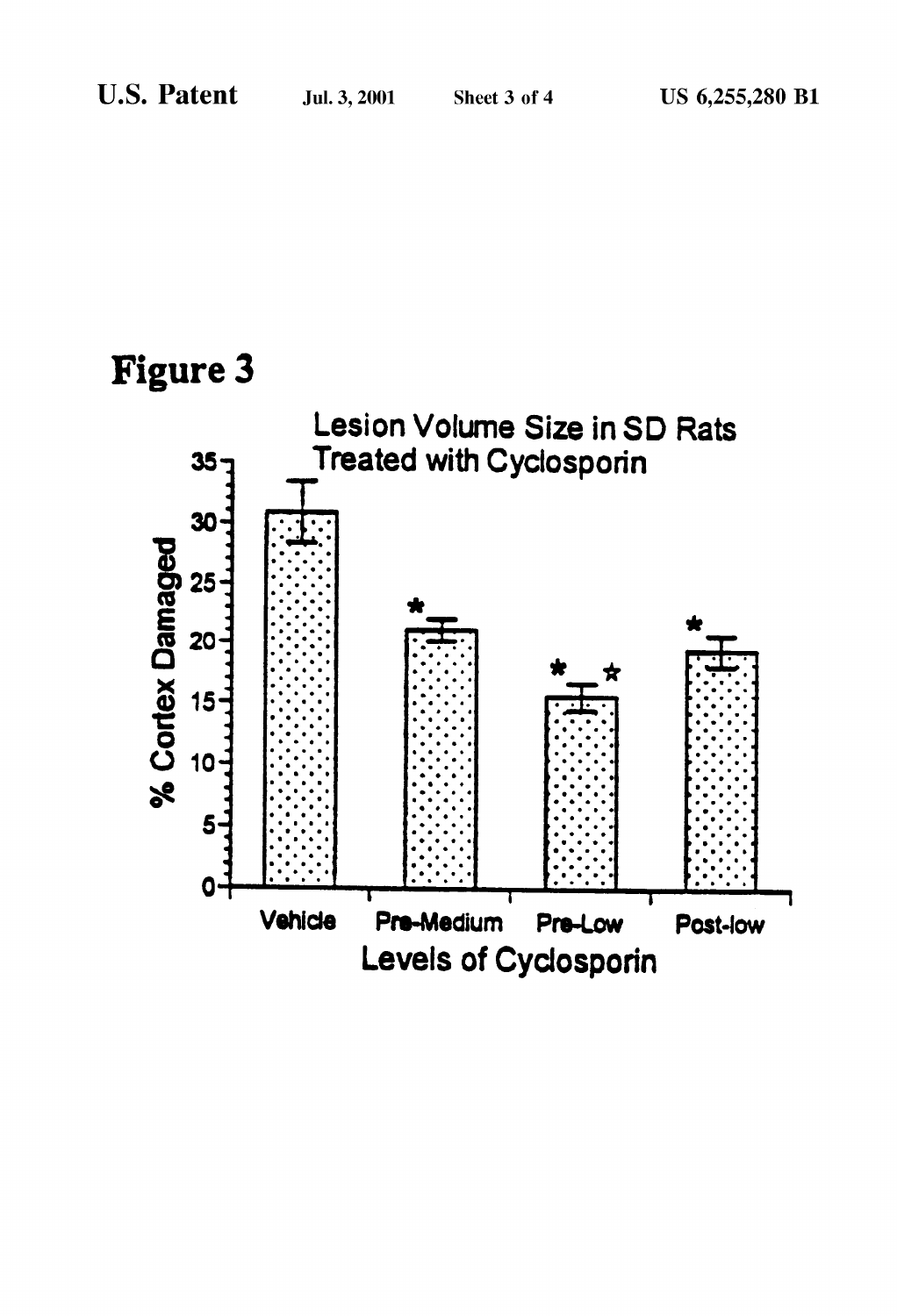# Figure 3

**Lesion Volume Size in SD Rats Treated with Cyclosporin**

% Cortex Damaged

Vehicle | Pre-Medium | Pre-Low | Post-low

Levels of Cyclosporin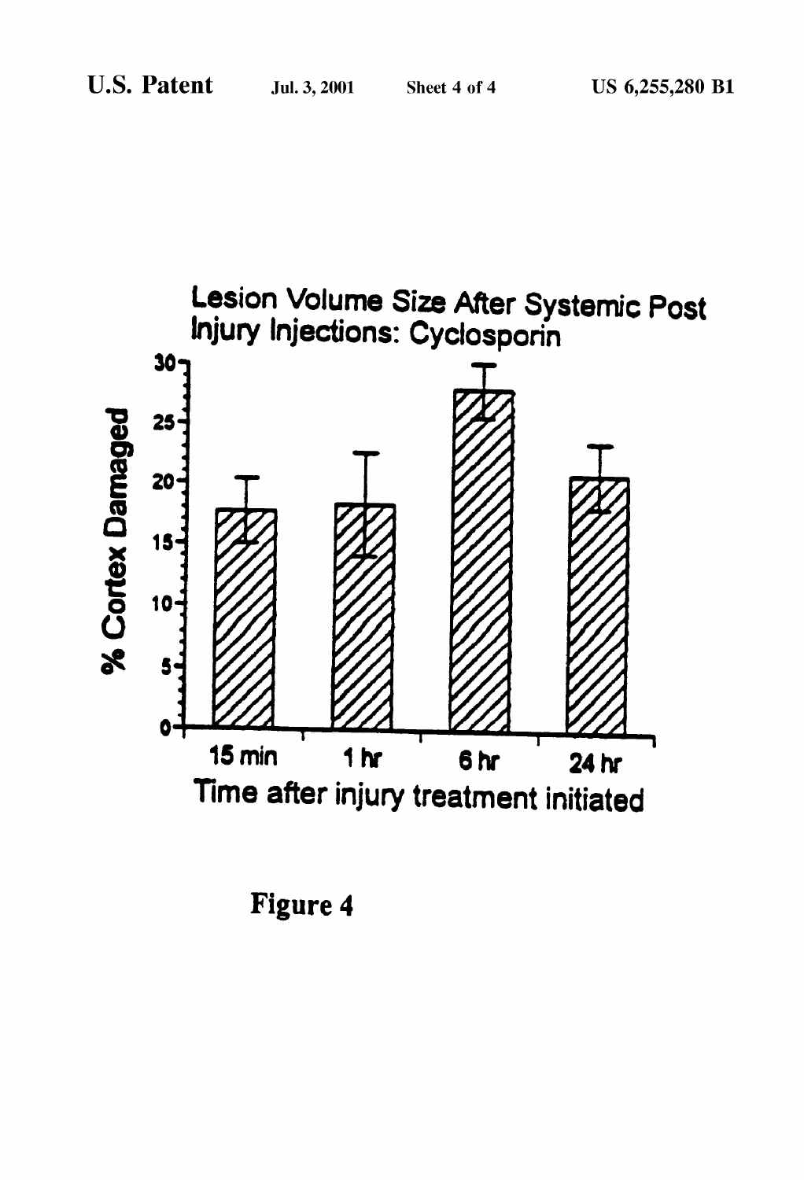Lesion Volume Size After Systemic Post Injury Injections: Cyclosporin

% Cortex Damaged

Time after injury treatment initiated

15 min | 1 hr | 6 hr | 24 hr

Figure 4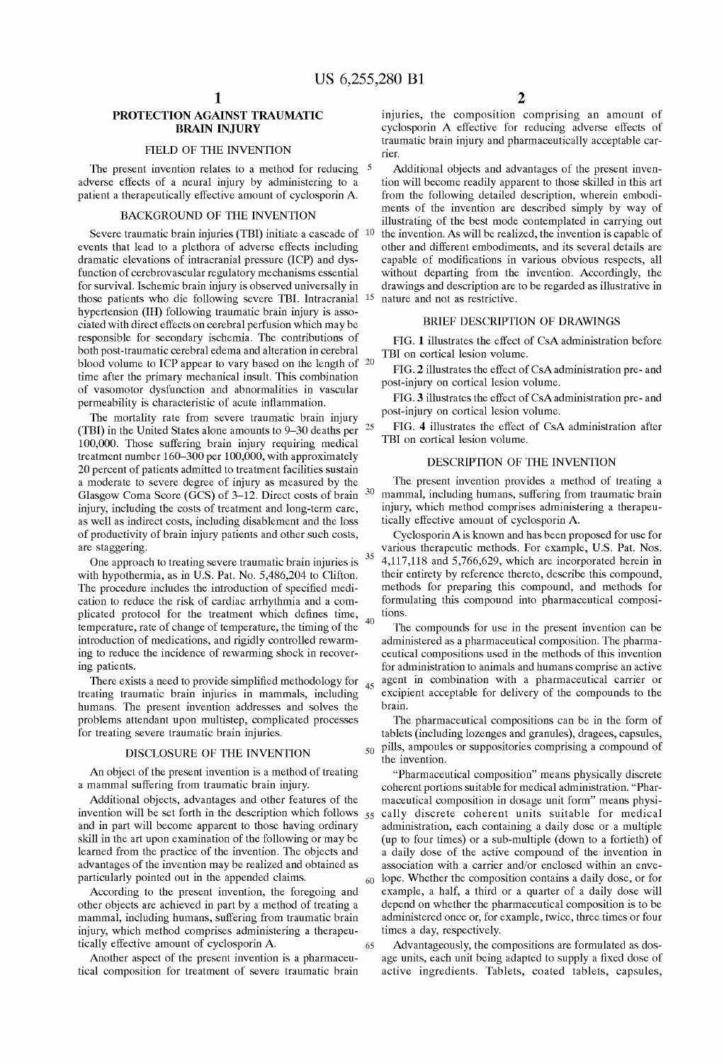# PROTECTION AGAINST TRAUMATIC BRAIN INJURY

## FIELD OF THE INVENTION

The present invention relates to a method for reducing adverse effects of a neural injury by administering to a patient a therapeutically effective amount of cyclosporin A.

## BACKGROUND OF THE INVENTION

Severe traumatic brain injuries (TBI) initiate a cascade of events that lead to a plethora of adverse effects including dramatic elevations of intracranial pressure (ICP) and dysfunction of cerebrovascular regulatory mechanisms essential for survival. Ischemic brain injury is observed universally in those patients who die following severe TBI. Intracranial hypertension (IH) following traumatic brain injury is associated with direct effects on cerebral perfusion which may be responsible for secondary ischemia. The contributions of both post-traumatic cerebral edema and alteration in cerebral blood volume to ICP appear to vary based on the length of time after the primary mechanical insult. This combination of vasomotor dysfunction and abnormalities in vascular permeability is characteristic of acute inflammation.

The mortality rate from severe traumatic brain injury (TBI) in the United States alone amounts to 9–30 deaths per 100,000. Those suffering brain injury requiring medical treatment number 160–300 per 100,000, with approximately 20 percent of patients admitted to treatment facilities sustain a moderate to severe degree of injury as measured by the Glasgow Coma Score (GCS) of 3–12. Direct costs of brain injury, including the costs of treatment and long-term care, as well as indirect costs, including disablement and the loss of productivity of brain injury patients and other such costs, are staggering.

One approach to treating severe traumatic brain injuries is with hypothermia, as in U.S. Pat. No. 5,486,204 to Clifton. The procedure includes the introduction of specified medication to reduce the risk of cardiac arrhythmia and a complicated protocol for the treatment which defines time, temperature, rate of change of temperature, the timing of the introduction of medications, and rigidly controlled rewarming to reduce the incidence of rewarming shock in recovering patients.

There exists a need to provide simplified methodology for treating traumatic brain injuries in mammals, including humans. The present invention addresses and solves the problems attendant upon multistep, complicated processes for treating severe traumatic brain injuries.

## DISCLOSURE OF THE INVENTION

An object of the present invention is a method of treating a mammal suffering from traumatic brain injury.

Additional objects, advantages and other features of the invention will be set forth in the description which follows and in part will become apparent to those having ordinary skill in the art upon examination of the following or may be learned from the practice of the invention. The objects and advantages of the invention may be realized and obtained as particularly pointed out in the appended claims.

According to the present invention, the foregoing and other objects are achieved in part by a method of treating a mammal, including humans, suffering from traumatic brain injury, which method comprises administering a therapeutically effective amount of cyclosporin A.

Another aspect of the present invention is a pharmaceutical composition for treatment of severe traumatic brain injuries, the composition comprising an amount of cyclosporin A effective for reducing adverse effects of traumatic brain injury and pharmaceutically acceptable carrier.

Additional objects and advantages of the present invention will become readily apparent to those skilled in this art from the following detailed description, wherein embodiments of the invention are described simply by way of illustrating of the best mode contemplated in carrying out the invention. As will be realized, the invention is capable of other and different embodiments, and its several details are capable of modifications in various obvious respects, all without departing from the invention. Accordingly, the drawings and description are to be regarded as illustrative in nature and not as restrictive.

## BRIEF DESCRIPTION OF DRAWINGS

FIG. 1 illustrates the effect of CsA administration before TBI on cortical lesion volume.

FIG. 2 illustrates the effect of CsA administration pre- and post-injury on cortical lesion volume.

FIG. 3 illustrates the effect of CsA administration pre- and post-injury on cortical lesion volume.

FIG. 4 illustrates the effect of CsA administration after TBI on cortical lesion volume.

## DESCRIPTION OF THE INVENTION

The present invention provides a method of treating a mammal, including humans, suffering from traumatic brain injury, which method comprises administering a therapeutically effective amount of cyclosporin A.

Cyclosporin A is known and has been proposed for use for various therapeutic methods. For example, U.S. Pat. Nos. 4,117,118 and 5,766,629, which are incorporated herein in their entirety by reference thereto, describe this compound, methods for preparing this compound, and methods for formulating this compound into pharmaceutical compositions.

The compounds for use in the present invention can be administered as a pharmaceutical composition. The pharmaceutical compositions used in the methods of this invention for administration to animals and humans comprise an active agent in combination with a pharmaceutical carrier or excipient acceptable for delivery of the compounds to the brain.

The pharmaceutical compositions can be in the form of tablets (including lozenges and granules), dragees, capsules, pills, ampoules or suppositories comprising a compound of the invention.

"Pharmaceutical composition" means physically discrete coherent portions suitable for medical administration. "Pharmaceutical composition in dosage unit form" means physically discrete coherent units suitable for medical administration, each containing a daily dose or a multiple (up to four times) or a sub-multiple (down to a fortieth) of a daily dose of the active compound of the invention in association with a carrier and/or enclosed within an envelope. Whether the composition contains a daily dose, or for example, a half, a third or a quarter of a daily dose will depend on whether the pharmaceutical composition is to be administered once or, for example, twice, three times or four times a day, respectively.

Advantageously, the compositions are formulated as dosage units, each unit being adapted to supply a fixed dose of active ingredients. Tablets, coated tablets, capsules,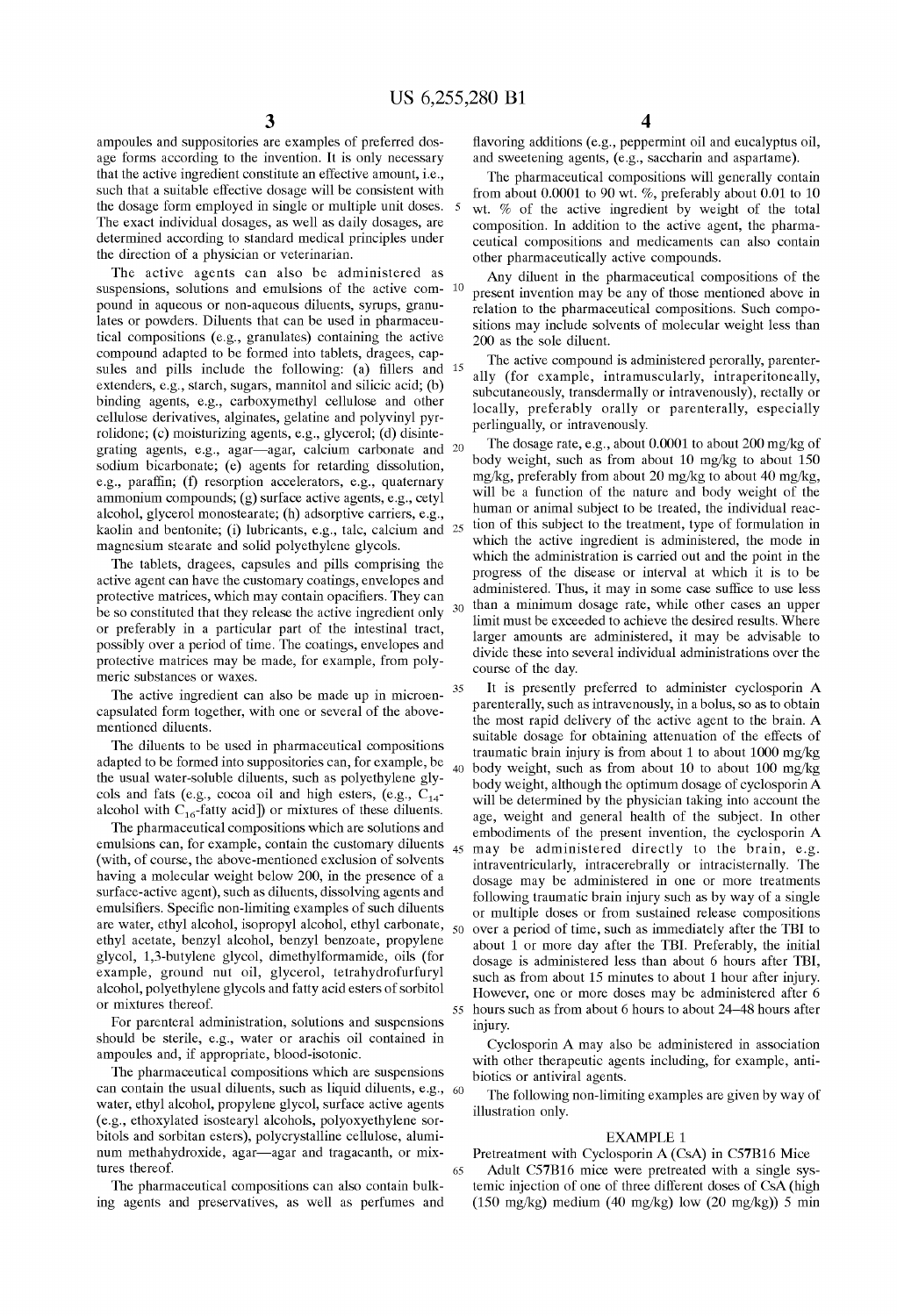ampoules and suppositories are examples of preferred dosage forms according to the invention. It is only necessary that the active ingredient constitute an effective amount, i.e., such that a suitable effective dosage will be consistent with the dosage form employed in single or multiple unit doses. The exact individual dosages, as well as daily dosages, are determined according to standard medical principles under the direction of a physician or veterinarian.

The active agents can also be administered as suspensions, solutions and emulsions of the active compound in aqueous or non-aqueous diluents, syrups, granulates or powders. Diluents that can be used in pharmaceutical compositions (e.g., granulates) containing the active compound adapted to be formed into tablets, dragees, capsules and pills include the following: (a) fillers and extenders, e.g., starch, sugars, mannitol and silicic acid; (b) binding agents, e.g., carboxymethyl cellulose and other cellulose derivatives, alginates, gelatine and polyvinyl pyrrolidone; (c) moisturizing agents, e.g., glycerol; (d) disintegrating agents, e.g., agar—agar, calcium carbonate and sodium bicarbonate; (e) agents for retarding dissolution, e.g., paraffin; (f) resorption accelerators, e.g., quaternary ammonium compounds; (g) surface active agents, e.g., cetyl alcohol, glycerol monostearate; (h) adsorptive carriers, e.g., kaolin and bentonite; (i) lubricants, e.g., talc, calcium and magnesium stearate and solid polyethylene glycols.

The tablets, dragees, capsules and pills comprising the active agent can have the customary coatings, envelopes and protective matrices, which may contain opacifiers. They can be so constituted that they release the active ingredient only or preferably in a particular part of the intestinal tract, possibly over a period of time. The coatings, envelopes and protective matrices may be made, for example, from polymeric substances or waxes.

The active ingredient can also be made up in microencapsulated form together, with one or several of the above-mentioned diluents.

The diluents to be used in pharmaceutical compositions adapted to be formed into suppositories can, for example, be the usual water-soluble diluents, such as polyethylene glycols and fats (e.g., cocoa oil and high esters, (e.g., $C_{14}$-alcohol with $C_{16}$-fatty acid]) or mixtures of these diluents.

The pharmaceutical compositions which are solutions and emulsions can, for example, contain the customary diluents (with, of course, the above-mentioned exclusion of solvents having a molecular weight below 200, in the presence of a surface-active agent), such as diluents, dissolving agents and emulsifiers. Specific non-limiting examples of such diluents are water, ethyl alcohol, isopropyl alcohol, ethyl carbonate, ethyl acetate, benzyl alcohol, benzyl benzoate, propylene glycol, 1,3-butylene glycol, dimethylformamide, oils (for example, ground nut oil, glycerol, tetrahydrofurfuryl alcohol, polyethylene glycols and fatty acid esters of sorbitol or mixtures thereof.

For parenteral administration, solutions and suspensions should be sterile, e.g., water or arachis oil contained in ampoules and, if appropriate, blood-isotonic.

The pharmaceutical compositions which are suspensions can contain the usual diluents, such as liquid diluents, e.g., water, ethyl alcohol, propylene glycol, surface active agents (e.g., ethoxylated isostearyl alcohols, polyoxyethylene sorbitols and sorbitan esters), polycrystalline cellulose, aluminum methahydroxide, agar—agar and tragacanth, or mixtures thereof.

The pharmaceutical compositions can also contain bulking agents and preservatives, as well as perfumes and flavoring additions (e.g., peppermint oil and eucalyptus oil, and sweetening agents, (e.g., saccharin and aspartame).

The pharmaceutical compositions will generally contain from about 0.0001 to 90 wt. %, preferably about 0.01 to 10 wt. % of the active ingredient by weight of the total composition. In addition to the active agent, the pharmaceutical compositions and medicaments can also contain other pharmaceutically active compounds.

Any diluent in the pharmaceutical compositions of the present invention may be any of those mentioned above in relation to the pharmaceutical compositions. Such compositions may include solvents of molecular weight less than 200 as the sole diluent.

The active compound is administered perorally, parenterally (for example, intramuscularly, intraperitoneally, subcutaneously, transdermally or intravenously), rectally or locally, preferably orally or parenterally, especially perlingually, or intravenously.

The dosage rate, e.g., about 0.0001 to about 200 mg/kg of body weight, such as from about 10 mg/kg to about 150 mg/kg, preferably from about 20 mg/kg to about 40 mg/kg, will be a function of the nature and body weight of the human or animal subject to be treated, the individual reaction of this subject to the treatment, type of formulation in which the active ingredient is administered, the mode in which the administration is carried out and the point in the progress of the disease or interval at which it is to be administered. Thus, it may in some case suffice to use less than a minimum dosage rate, while other cases an upper limit must be exceeded to achieve the desired results. Where larger amounts are administered, it may be advisable to divide these into several individual administrations over the course of the day.

It is presently preferred to administer cyclosporin A parenterally, such as intravenously, in a bolus, so as to obtain the most rapid delivery of the active agent to the brain. A suitable dosage for obtaining attenuation of the effects of traumatic brain injury is from about 1 to about 1000 mg/kg body weight, such as from about 10 to about 100 mg/kg body weight, although the optimum dosage of cyclosporin A will be determined by the physician taking into account the age, weight and general health of the subject. In other embodiments of the present invention, the cyclosporin A may be administered directly to the brain, e.g. intraventricularly, intracerebrally or intracisternally. The dosage may be administered in one or more treatments following traumatic brain injury such as by way of a single or multiple doses or from sustained release compositions over a period of time, such as immediately after the TBI to about 1 or more day after the TBI. Preferably, the initial dosage is administered less than about 6 hours after TBI, such as from about 15 minutes to about 1 hour after injury. However, one or more doses may be administered after 6 hours such as from about 6 hours to about 24–48 hours after injury.

Cyclosporin A may also be administered in association with other therapeutic agents including, for example, antibiotics or antiviral agents.

The following non-limiting examples are given by way of illustration only.

## EXAMPLE 1

Pretreatment with Cyclosporin A (CsA) in C57B16 Mice

Adult C57B16 mice were pretreated with a single systemic injection of one of three different doses of CsA (high (150 mg/kg) medium (40 mg/kg) low (20 mg/kg)) 5 min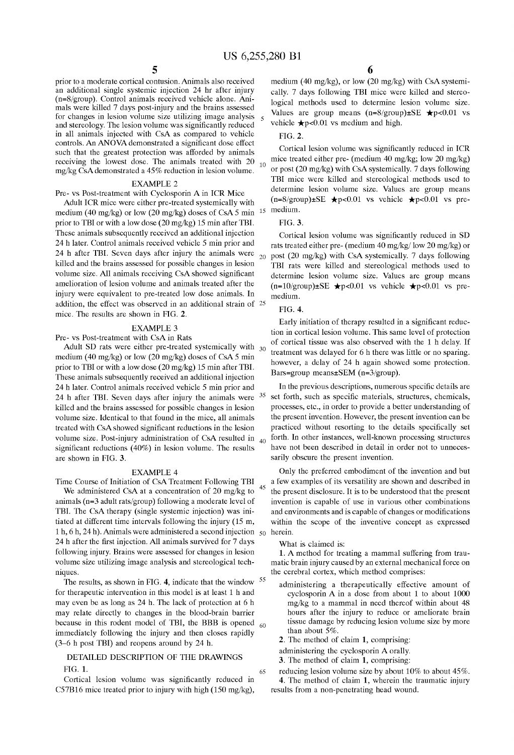prior to a moderate cortical contusion. Animals also received an additional single systemic injection 24 hr after injury (n=8/group). Control animals received vehicle alone. Animals were killed 7 days post-injury and the brains assessed for changes in lesion volume size utilizing image analysis and stereology. The lesion volume was significantly reduced in all animals injected with CsA as compared to vehicle controls. An ANOVA demonstrated a significant dose effect such that the greatest protection was afforded by animals receiving the lowest dose. The animals treated with 20 mg/kg CsA demonstrated a 45% reduction in lesion volume.

### EXAMPLE 2

Pre- vs Post-treatment with Cyclosporin A in ICR Mice

Adult ICR mice were either pre-treated systemically with medium (40 mg/kg) or low (20 mg/kg) doses of CsA 5 min prior to TBI or with a low dose (20 mg/kg) 15 min after TBI. These animals subsequently received an additional injection 24 h later. Control animals received vehicle 5 min prior and 24 h after TBI. Seven days after injury the animals were killed and the brains assessed for possible changes in lesion volume size. All animals receiving CsA showed significant amelioration of lesion volume and animals treated after the injury were equivalent to pre-treated low dose animals. In addition, the effect was observed in an additional strain of mice. The results are shown in FIG. 2.

### EXAMPLE 3

Pre- vs Post-treatment with CsA in Rats

Adult SD rats were either pre-treated systemically with medium (40 mg/kg) or low (20 mg/kg) doses of CsA 5 min prior to TBI or with a low dose (20 mg/kg) 15 min after TBI. These animals subsequently received an additional injection 24 h later. Control animals received vehicle 5 min prior and 24 h after TBI. Seven days after injury the animals were killed and the brains assessed for possible changes in lesion volume size. Identical to that found in the mice, all animals treated with CsA showed significant reductions in the lesion volume size. Post-injury administration of CsA resulted in significant reductions (40%) in lesion volume. The results are shown in FIG. 3.

### EXAMPLE 4

Time Course of Initiation of CsA Treatment Following TBI

We administered CsA at a concentration of 20 mg/kg to animals (n=3 adult rats/group) following a moderate level of TBI. The CsA therapy (single systemic injection) was initiated at different time intervals following the injury (15 m, 1 h, 6 h, 24 h). Animals were administered a second injection 24 h after the first injection. All animals survived for 7 days following injury. Brains were assessed for changes in lesion volume size utilizing image analysis and stereological techniques.

The results, as shown in FIG. 4, indicate that the window for therapeutic intervention in this model is at least 1 h and may even be as long as 24 h. The lack of protection at 6 h may relate directly to changes in the blood-brain barrier because in this rodent model of TBI, the BBB is opened immediately following the injury and then closes rapidly (3–6 h post TBI) and reopens around by 24 h.

## DETAILED DESCRIPTION OF THE DRAWINGS

FIG. 1.

Cortical lesion volume was significantly reduced in C57B16 mice treated prior to injury with high (150 mg/kg), medium (40 mg/kg), or low (20 mg/kg) with CsA systemically. 7 days following TBI mice were killed and stereological methods used to determine lesion volume size. Values are group means (n=8/group)±SE ★p<0.01 vs vehicle ★p<0.01 vs medium and high.

FIG. 2.

Cortical lesion volume was significantly reduced in ICR mice treated either pre- (medium 40 mg/kg; low 20 mg/kg) or post (20 mg/kg) with CsA systemically. 7 days following TBI mice were killed and stereological methods used to determine lesion volume size. Values are group means (n=8/group)±SE ★p<0.01 vs vehicle ★p<0.01 vs pre-medium.

FIG. 3.

Cortical lesion volume was significantly reduced in SD rats treated either pre- (medium 40 mg/kg/ low 20 mg/kg) or post (20 mg/kg) with CsA systemically. 7 days following TBI rats were killed and stereological methods used to determine lesion volume size. Values are group means (n=10/group)±SE ★p<0.01 vs vehicle ★p<0.01 vs pre-medium.

FIG. 4.

Early initiation of therapy resulted in a significant reduction in cortical lesion volume. This same level of protection of cortical tissue was also observed with the 1 h delay. If treatment was delayed for 6 h there was little or no sparing, however, a delay of 24 h again showed some protection. Bars=group means±SEM (n=3/group).

In the previous descriptions, numerous specific details are set forth, such as specific materials, structures, chemicals, processes, etc., in order to provide a better understanding of the present invention. However, the present invention can be practiced without resorting to the details specifically set forth. In other instances, well-known processing structures have not been described in detail in order not to unnecessarily obscure the present invention.

Only the preferred embodiment of the invention and but a few examples of its versatility are shown and described in the present disclosure. It is to be understood that the present invention is capable of use in various other combinations and environments and is capable of changes or modifications within the scope of the inventive concept as expressed herein.

What is claimed is:

1. A method for treating a mammal suffering from traumatic brain injury caused by an external mechanical force on the cerebral cortex, which method comprises:

   administering a therapeutically effective amount of cyclosporin A in a dose from about 1 to about 1000 mg/kg to a mammal in need thereof within about 48 hours after the injury to reduce or ameliorate brain tissue damage by reducing lesion volume size by more than about 5%.

2. The method of claim 1, comprising:

   administering the cyclosporin A orally.

3. The method of claim 1, comprising:

   reducing lesion volume size by about 10% to about 45%.

4. The method of claim 1, wherein the traumatic injury results from a non-penetrating head wound.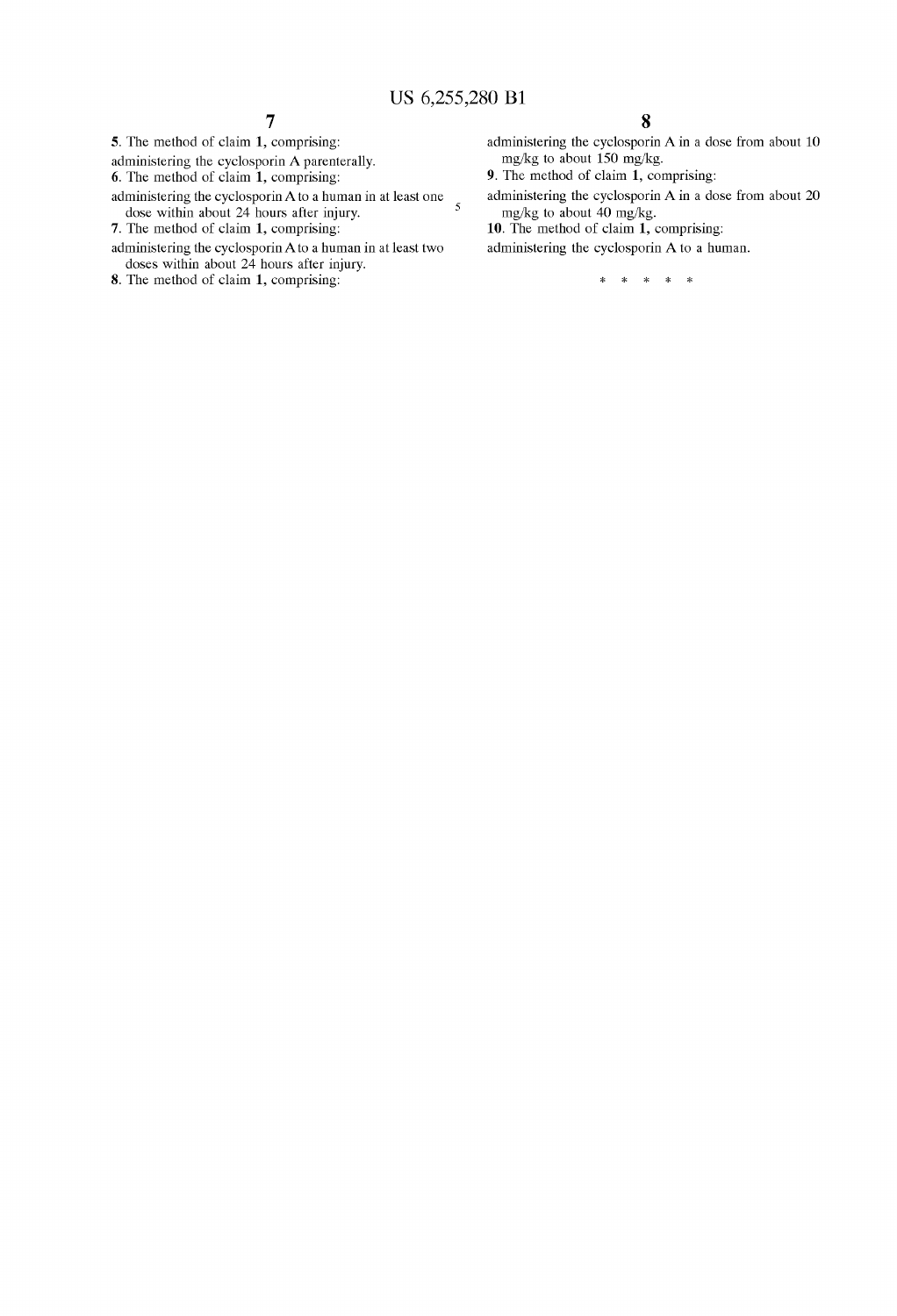**5**. The method of claim **1**, comprising:

administering the cyclosporin A parenterally.

**6**. The method of claim **1**, comprising:

administering the cyclosporin A to a human in at least one dose within about 24 hours after injury.

**7**. The method of claim **1**, comprising:

administering the cyclosporin A to a human in at least two doses within about 24 hours after injury.

**8**. The method of claim **1**, comprising:

administering the cyclosporin A in a dose from about 10 mg/kg to about 150 mg/kg.

**9**. The method of claim **1**, comprising:

administering the cyclosporin A in a dose from about 20 mg/kg to about 40 mg/kg.

**10**. The method of claim **1**, comprising:

administering the cyclosporin A to a human.

* * * * *